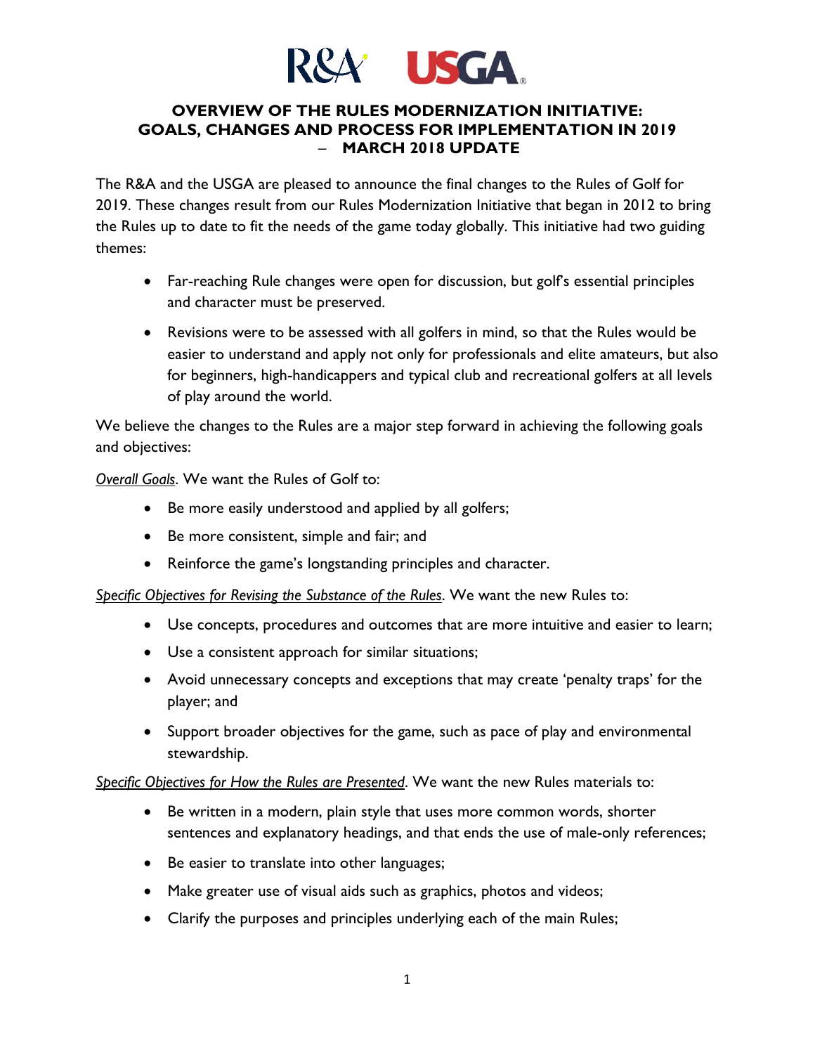R&A USGA

# OVERVIEW OF THE RULES MODERNIZATION INITIATIVE: GOALS, CHANGES AND PROCESS FOR IMPLEMENTATION IN 2019 – MARCH 2018 UPDATE

The R&A and the USGA are pleased to announce the final changes to the Rules of Golf for 2019. These changes result from our Rules Modernization Initiative that began in 2012 to bring the Rules up to date to fit the needs of the game today globally. This initiative had two guiding themes:

- Far-reaching Rule changes were open for discussion, but golf's essential principles and character must be preserved.
- Revisions were to be assessed with all golfers in mind, so that the Rules would be easier to understand and apply not only for professionals and elite amateurs, but also for beginners, high-handicappers and typical club and recreational golfers at all levels of play around the world.

We believe the changes to the Rules are a major step forward in achieving the following goals and objectives:

*Overall Goals*. We want the Rules of Golf to:

- Be more easily understood and applied by all golfers;
- Be more consistent, simple and fair; and
- Reinforce the game's longstanding principles and character.

*Specific Objectives for Revising the Substance of the Rules*. We want the new Rules to:

- Use concepts, procedures and outcomes that are more intuitive and easier to learn;
- Use a consistent approach for similar situations;
- Avoid unnecessary concepts and exceptions that may create 'penalty traps' for the player; and
- Support broader objectives for the game, such as pace of play and environmental stewardship.

*Specific Objectives for How the Rules are Presented*. We want the new Rules materials to:

- Be written in a modern, plain style that uses more common words, shorter sentences and explanatory headings, and that ends the use of male-only references;
- Be easier to translate into other languages;
- Make greater use of visual aids such as graphics, photos and videos;
- Clarify the purposes and principles underlying each of the main Rules;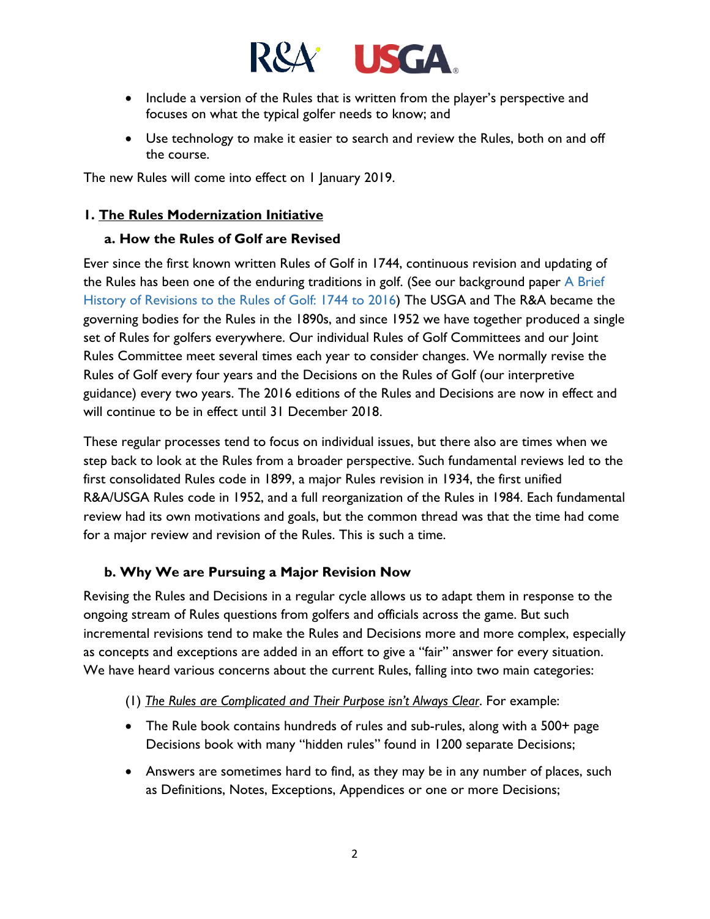- Include a version of the Rules that is written from the player's perspective and focuses on what the typical golfer needs to know; and
- Use technology to make it easier to search and review the Rules, both on and off the course.

The new Rules will come into effect on 1 January 2019.

## 1. <u>The Rules Modernization Initiative</u>

### a. How the Rules of Golf are Revised

Ever since the first known written Rules of Golf in 1744, continuous revision and updating of the Rules has been one of the enduring traditions in golf. (See our background paper A Brief History of Revisions to the Rules of Golf: 1744 to 2016) The USGA and The R&A became the governing bodies for the Rules in the 1890s, and since 1952 we have together produced a single set of Rules for golfers everywhere. Our individual Rules of Golf Committees and our Joint Rules Committee meet several times each year to consider changes. We normally revise the Rules of Golf every four years and the Decisions on the Rules of Golf (our interpretive guidance) every two years. The 2016 editions of the Rules and Decisions are now in effect and will continue to be in effect until 31 December 2018.

These regular processes tend to focus on individual issues, but there also are times when we step back to look at the Rules from a broader perspective. Such fundamental reviews led to the first consolidated Rules code in 1899, a major Rules revision in 1934, the first unified R&A/USGA Rules code in 1952, and a full reorganization of the Rules in 1984. Each fundamental review had its own motivations and goals, but the common thread was that the time had come for a major review and revision of the Rules. This is such a time.

### b. Why We are Pursuing a Major Revision Now

Revising the Rules and Decisions in a regular cycle allows us to adapt them in response to the ongoing stream of Rules questions from golfers and officials across the game. But such incremental revisions tend to make the Rules and Decisions more and more complex, especially as concepts and exceptions are added in an effort to give a "fair" answer for every situation. We have heard various concerns about the current Rules, falling into two main categories:

(1) *<u>The Rules are Complicated and Their Purpose isn't Always Clear</u>*. For example:

- The Rule book contains hundreds of rules and sub-rules, along with a 500+ page Decisions book with many "hidden rules" found in 1200 separate Decisions;
- Answers are sometimes hard to find, as they may be in any number of places, such as Definitions, Notes, Exceptions, Appendices or one or more Decisions;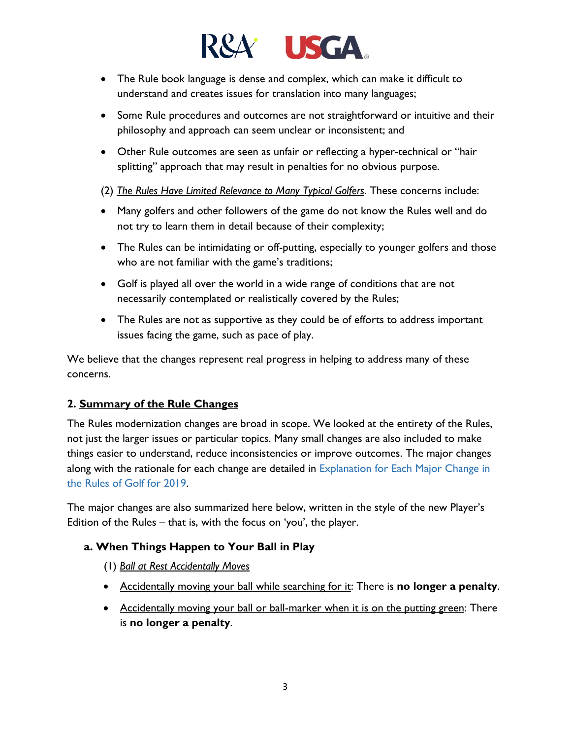- The Rule book language is dense and complex, which can make it difficult to understand and creates issues for translation into many languages;
- Some Rule procedures and outcomes are not straightforward or intuitive and their philosophy and approach can seem unclear or inconsistent; and
- Other Rule outcomes are seen as unfair or reflecting a hyper-technical or "hair splitting" approach that may result in penalties for no obvious purpose.

(2) *The Rules Have Limited Relevance to Many Typical Golfers*. These concerns include:

- Many golfers and other followers of the game do not know the Rules well and do not try to learn them in detail because of their complexity;
- The Rules can be intimidating or off-putting, especially to younger golfers and those who are not familiar with the game's traditions;
- Golf is played all over the world in a wide range of conditions that are not necessarily contemplated or realistically covered by the Rules;
- The Rules are not as supportive as they could be of efforts to address important issues facing the game, such as pace of play.

We believe that the changes represent real progress in helping to address many of these concerns.

## 2. Summary of the Rule Changes

The Rules modernization changes are broad in scope. We looked at the entirety of the Rules, not just the larger issues or particular topics. Many small changes are also included to make things easier to understand, reduce inconsistencies or improve outcomes. The major changes along with the rationale for each change are detailed in Explanation for Each Major Change in the Rules of Golf for 2019.

The major changes are also summarized here below, written in the style of the new Player's Edition of the Rules – that is, with the focus on 'you', the player.

### a. When Things Happen to Your Ball in Play

(1) *Ball at Rest Accidentally Moves*

- Accidentally moving your ball while searching for it: There is **no longer a penalty**.
- Accidentally moving your ball or ball-marker when it is on the putting green: There is **no longer a penalty**.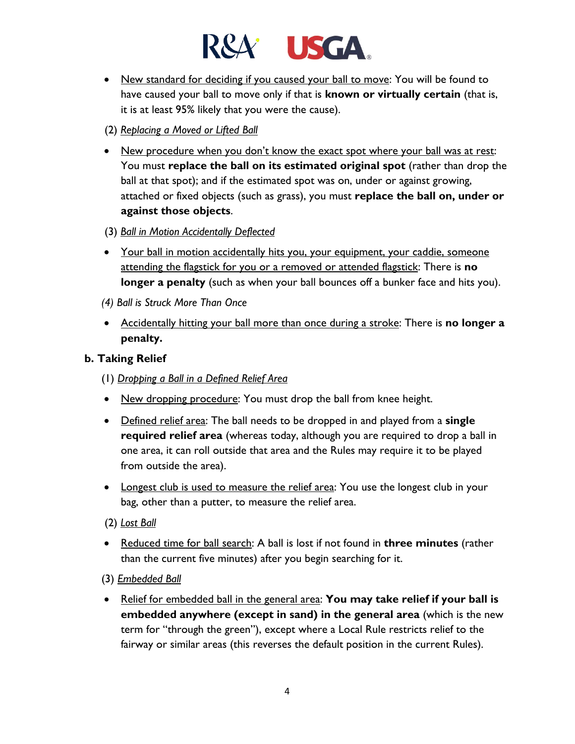- <u>New standard for deciding if you caused your ball to move</u>: You will be found to have caused your ball to move only if that is **known or virtually certain** (that is, it is at least 95% likely that you were the cause).

(2) *<u>Replacing a Moved or Lifted Ball</u>*

- <u>New procedure when you don't know the exact spot where your ball was at rest</u>: You must **replace the ball on its estimated original spot** (rather than drop the ball at that spot); and if the estimated spot was on, under or against growing, attached or fixed objects (such as grass), you must **replace the ball on, under or against those objects**.

(3) *<u>Ball in Motion Accidentally Deflected</u>*

- <u>Your ball in motion accidentally hits you, your equipment, your caddie, someone attending the flagstick for you or a removed or attended flagstick</u>: There is **no longer a penalty** (such as when your ball bounces off a bunker face and hits you).

*(4) Ball is Struck More Than Once*

- <u>Accidentally hitting your ball more than once during a stroke</u>: There is **no longer a penalty.**

### b. Taking Relief

(1) *<u>Dropping a Ball in a Defined Relief Area</u>*

- <u>New dropping procedure</u>: You must drop the ball from knee height.
- <u>Defined relief area</u>: The ball needs to be dropped in and played from a **single required relief area** (whereas today, although you are required to drop a ball in one area, it can roll outside that area and the Rules may require it to be played from outside the area).
- <u>Longest club is used to measure the relief area</u>: You use the longest club in your bag, other than a putter, to measure the relief area.

(2) *<u>Lost Ball</u>*

- <u>Reduced time for ball search</u>: A ball is lost if not found in **three minutes** (rather than the current five minutes) after you begin searching for it.

(3) *<u>Embedded Ball</u>*

- <u>Relief for embedded ball in the general area</u>: **You may take relief if your ball is embedded anywhere (except in sand) in the general area** (which is the new term for "through the green"), except where a Local Rule restricts relief to the fairway or similar areas (this reverses the default position in the current Rules).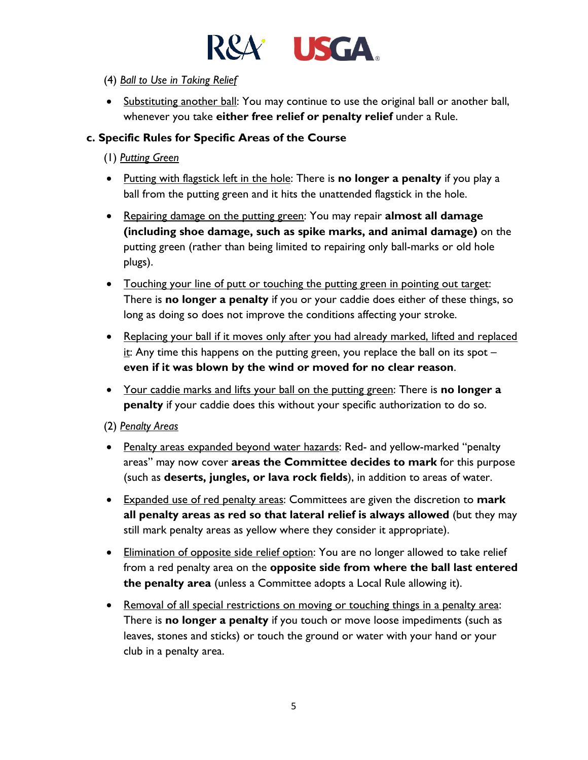(4) *Ball to Use in Taking Relief*

- Substituting another ball: You may continue to use the original ball or another ball, whenever you take **either free relief or penalty relief** under a Rule.

### c. Specific Rules for Specific Areas of the Course

(1) *Putting Green*

- Putting with flagstick left in the hole: There is **no longer a penalty** if you play a ball from the putting green and it hits the unattended flagstick in the hole.
- Repairing damage on the putting green: You may repair **almost all damage (including shoe damage, such as spike marks, and animal damage)** on the putting green (rather than being limited to repairing only ball-marks or old hole plugs).
- Touching your line of putt or touching the putting green in pointing out target: There is **no longer a penalty** if you or your caddie does either of these things, so long as doing so does not improve the conditions affecting your stroke.
- Replacing your ball if it moves only after you had already marked, lifted and replaced it: Any time this happens on the putting green, you replace the ball on its spot – **even if it was blown by the wind or moved for no clear reason**.
- Your caddie marks and lifts your ball on the putting green: There is **no longer a penalty** if your caddie does this without your specific authorization to do so.

(2) *Penalty Areas*

- Penalty areas expanded beyond water hazards: Red- and yellow-marked "penalty areas" may now cover **areas the Committee decides to mark** for this purpose (such as **deserts, jungles, or lava rock fields**), in addition to areas of water.
- Expanded use of red penalty areas: Committees are given the discretion to **mark all penalty areas as red so that lateral relief is always allowed** (but they may still mark penalty areas as yellow where they consider it appropriate).
- Elimination of opposite side relief option: You are no longer allowed to take relief from a red penalty area on the **opposite side from where the ball last entered the penalty area** (unless a Committee adopts a Local Rule allowing it).
- Removal of all special restrictions on moving or touching things in a penalty area: There is **no longer a penalty** if you touch or move loose impediments (such as leaves, stones and sticks) or touch the ground or water with your hand or your club in a penalty area.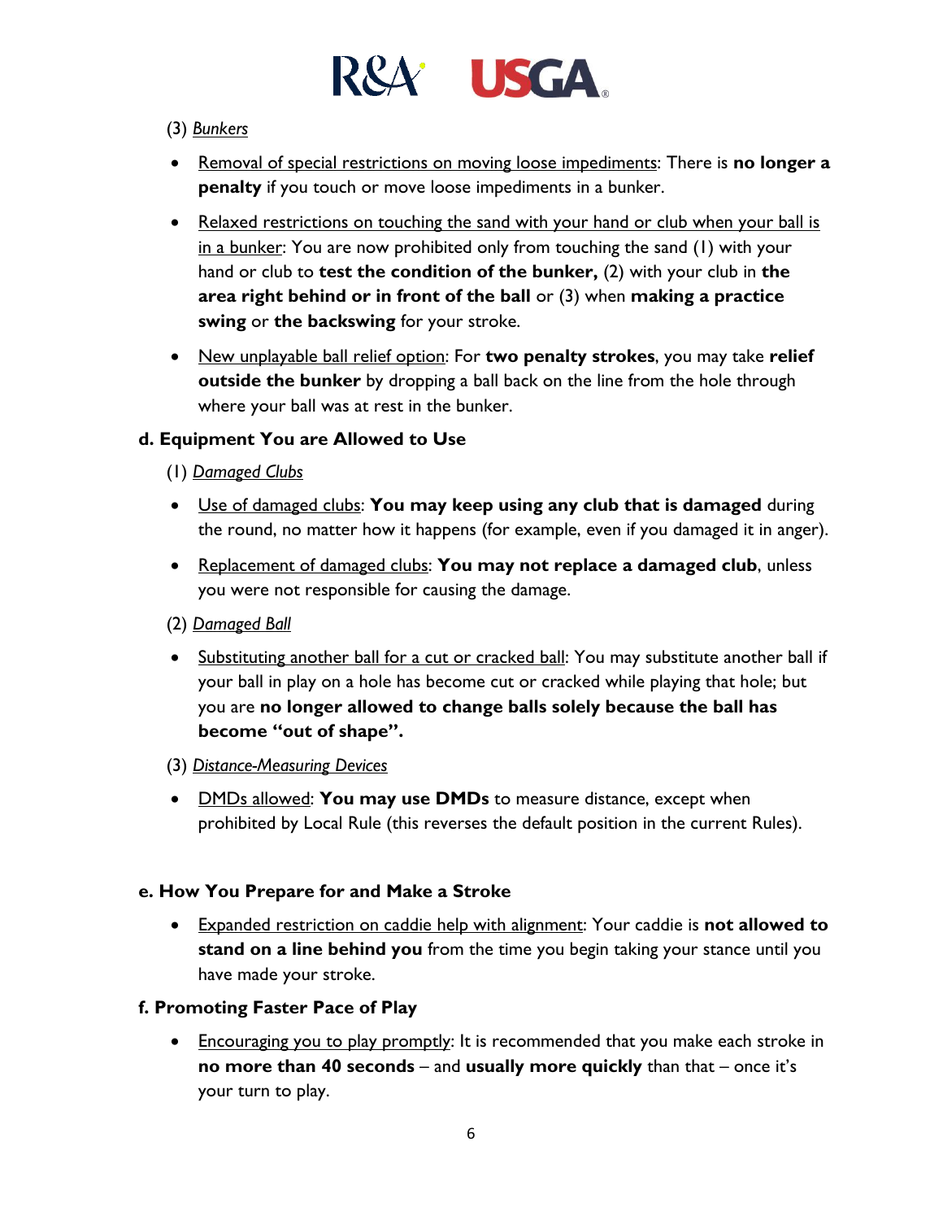(3) *Bunkers*

- Removal of special restrictions on moving loose impediments: There is **no longer a penalty** if you touch or move loose impediments in a bunker.
- Relaxed restrictions on touching the sand with your hand or club when your ball is in a bunker: You are now prohibited only from touching the sand (1) with your hand or club to **test the condition of the bunker,** (2) with your club in **the area right behind or in front of the ball** or (3) when **making a practice swing** or **the backswing** for your stroke.
- New unplayable ball relief option: For **two penalty strokes**, you may take **relief outside the bunker** by dropping a ball back on the line from the hole through where your ball was at rest in the bunker.

### d. Equipment You are Allowed to Use

(1) *Damaged Clubs*

- Use of damaged clubs: **You may keep using any club that is damaged** during the round, no matter how it happens (for example, even if you damaged it in anger).
- Replacement of damaged clubs: **You may not replace a damaged club**, unless you were not responsible for causing the damage.

(2) *Damaged Ball*

- Substituting another ball for a cut or cracked ball: You may substitute another ball if your ball in play on a hole has become cut or cracked while playing that hole; but you are **no longer allowed to change balls solely because the ball has become "out of shape".**

(3) *Distance-Measuring Devices*

- DMDs allowed: **You may use DMDs** to measure distance, except when prohibited by Local Rule (this reverses the default position in the current Rules).

### e. How You Prepare for and Make a Stroke

- Expanded restriction on caddie help with alignment: Your caddie is **not allowed to stand on a line behind you** from the time you begin taking your stance until you have made your stroke.

### f. Promoting Faster Pace of Play

- Encouraging you to play promptly: It is recommended that you make each stroke in **no more than 40 seconds** – and **usually more quickly** than that – once it's your turn to play.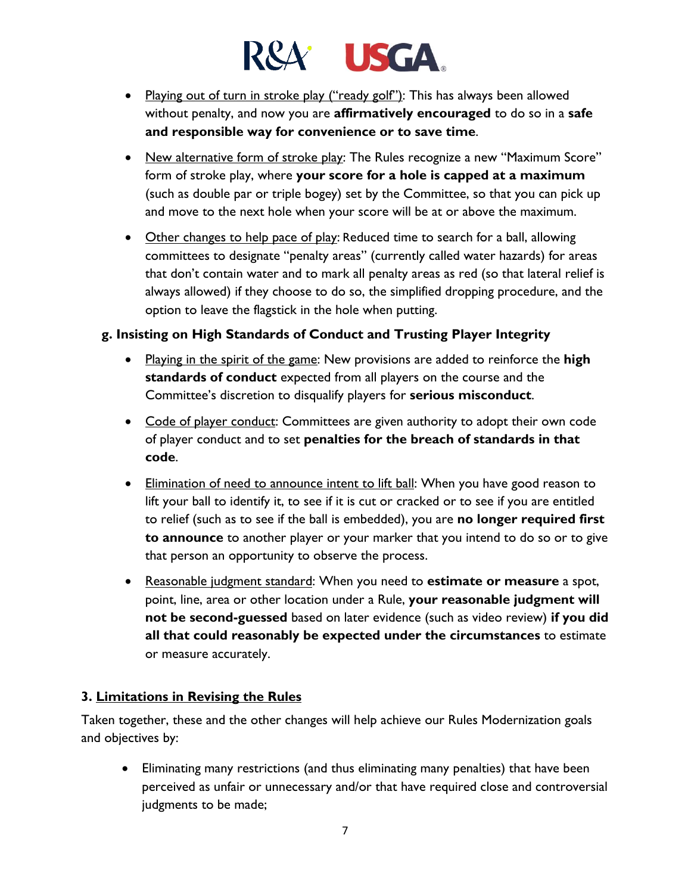- Playing out of turn in stroke play ("ready golf"): This has always been allowed without penalty, and now you are **affirmatively encouraged** to do so in a **safe and responsible way for convenience or to save time**.

- New alternative form of stroke play: The Rules recognize a new "Maximum Score" form of stroke play, where **your score for a hole is capped at a maximum** (such as double par or triple bogey) set by the Committee, so that you can pick up and move to the next hole when your score will be at or above the maximum.

- Other changes to help pace of play: Reduced time to search for a ball, allowing committees to designate "penalty areas" (currently called water hazards) for areas that don't contain water and to mark all penalty areas as red (so that lateral relief is always allowed) if they choose to do so, the simplified dropping procedure, and the option to leave the flagstick in the hole when putting.

### g. Insisting on High Standards of Conduct and Trusting Player Integrity

- Playing in the spirit of the game: New provisions are added to reinforce the **high standards of conduct** expected from all players on the course and the Committee's discretion to disqualify players for **serious misconduct**.

- Code of player conduct: Committees are given authority to adopt their own code of player conduct and to set **penalties for the breach of standards in that code**.

- Elimination of need to announce intent to lift ball: When you have good reason to lift your ball to identify it, to see if it is cut or cracked or to see if you are entitled to relief (such as to see if the ball is embedded), you are **no longer required first to announce** to another player or your marker that you intend to do so or to give that person an opportunity to observe the process.

- Reasonable judgment standard: When you need to **estimate or measure** a spot, point, line, area or other location under a Rule, **your reasonable judgment will not be second-guessed** based on later evidence (such as video review) **if you did all that could reasonably be expected under the circumstances** to estimate or measure accurately.

## 3. Limitations in Revising the Rules

Taken together, these and the other changes will help achieve our Rules Modernization goals and objectives by:

- Eliminating many restrictions (and thus eliminating many penalties) that have been perceived as unfair or unnecessary and/or that have required close and controversial judgments to be made;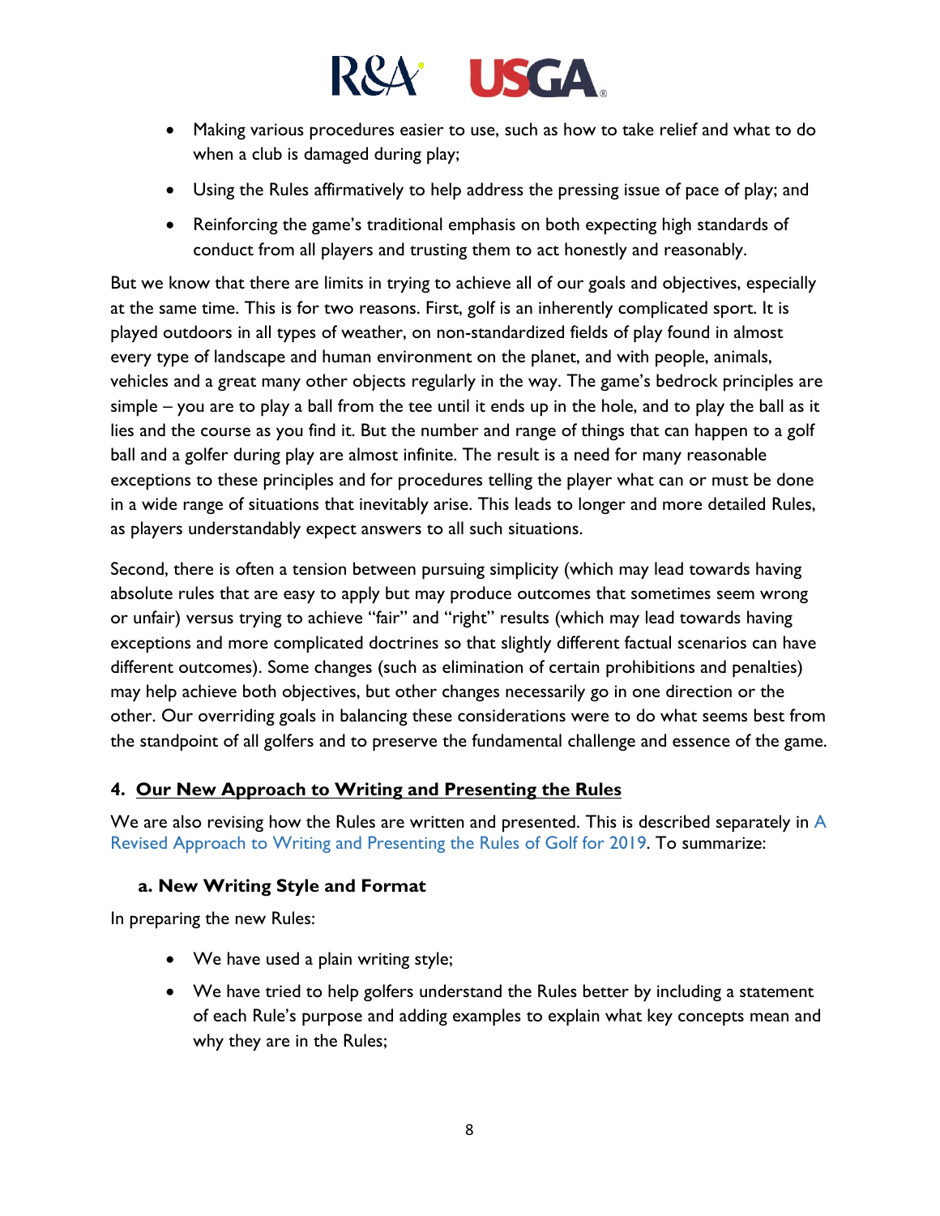- Making various procedures easier to use, such as how to take relief and what to do when a club is damaged during play;
- Using the Rules affirmatively to help address the pressing issue of pace of play; and
- Reinforcing the game's traditional emphasis on both expecting high standards of conduct from all players and trusting them to act honestly and reasonably.

But we know that there are limits in trying to achieve all of our goals and objectives, especially at the same time. This is for two reasons. First, golf is an inherently complicated sport. It is played outdoors in all types of weather, on non-standardized fields of play found in almost every type of landscape and human environment on the planet, and with people, animals, vehicles and a great many other objects regularly in the way. The game's bedrock principles are simple – you are to play a ball from the tee until it ends up in the hole, and to play the ball as it lies and the course as you find it. But the number and range of things that can happen to a golf ball and a golfer during play are almost infinite. The result is a need for many reasonable exceptions to these principles and for procedures telling the player what can or must be done in a wide range of situations that inevitably arise. This leads to longer and more detailed Rules, as players understandably expect answers to all such situations.

Second, there is often a tension between pursuing simplicity (which may lead towards having absolute rules that are easy to apply but may produce outcomes that sometimes seem wrong or unfair) versus trying to achieve "fair" and "right" results (which may lead towards having exceptions and more complicated doctrines so that slightly different factual scenarios can have different outcomes). Some changes (such as elimination of certain prohibitions and penalties) may help achieve both objectives, but other changes necessarily go in one direction or the other. Our overriding goals in balancing these considerations were to do what seems best from the standpoint of all golfers and to preserve the fundamental challenge and essence of the game.

## 4. Our New Approach to Writing and Presenting the Rules

We are also revising how the Rules are written and presented. This is described separately in A Revised Approach to Writing and Presenting the Rules of Golf for 2019. To summarize:

### a. New Writing Style and Format

In preparing the new Rules:

- We have used a plain writing style;
- We have tried to help golfers understand the Rules better by including a statement of each Rule's purpose and adding examples to explain what key concepts mean and why they are in the Rules;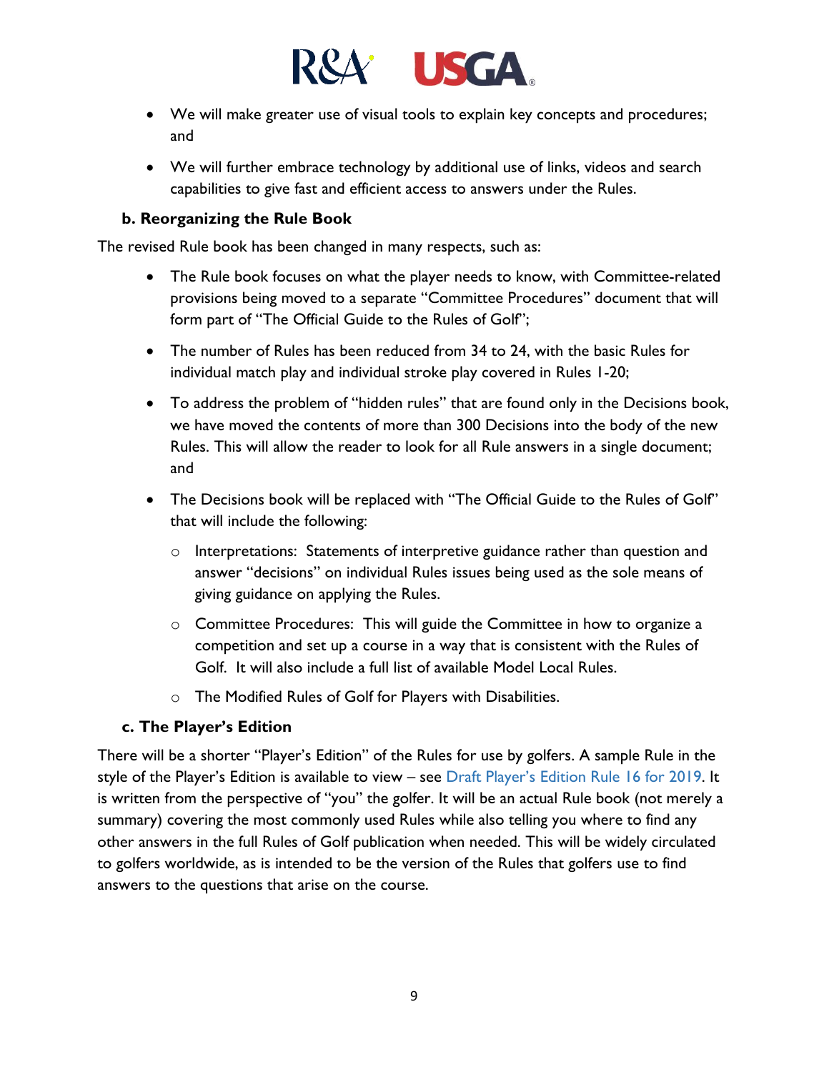- We will make greater use of visual tools to explain key concepts and procedures; and
- We will further embrace technology by additional use of links, videos and search capabilities to give fast and efficient access to answers under the Rules.

### b. Reorganizing the Rule Book

The revised Rule book has been changed in many respects, such as:

- The Rule book focuses on what the player needs to know, with Committee-related provisions being moved to a separate "Committee Procedures" document that will form part of "The Official Guide to the Rules of Golf";
- The number of Rules has been reduced from 34 to 24, with the basic Rules for individual match play and individual stroke play covered in Rules 1-20;
- To address the problem of "hidden rules" that are found only in the Decisions book, we have moved the contents of more than 300 Decisions into the body of the new Rules. This will allow the reader to look for all Rule answers in a single document; and
- The Decisions book will be replaced with "The Official Guide to the Rules of Golf" that will include the following:
  - Interpretations: Statements of interpretive guidance rather than question and answer "decisions" on individual Rules issues being used as the sole means of giving guidance on applying the Rules.
  - Committee Procedures: This will guide the Committee in how to organize a competition and set up a course in a way that is consistent with the Rules of Golf. It will also include a full list of available Model Local Rules.
  - The Modified Rules of Golf for Players with Disabilities.

### c. The Player's Edition

There will be a shorter "Player's Edition" of the Rules for use by golfers. A sample Rule in the style of the Player's Edition is available to view – see Draft Player's Edition Rule 16 for 2019. It is written from the perspective of "you" the golfer. It will be an actual Rule book (not merely a summary) covering the most commonly used Rules while also telling you where to find any other answers in the full Rules of Golf publication when needed. This will be widely circulated to golfers worldwide, as is intended to be the version of the Rules that golfers use to find answers to the questions that arise on the course.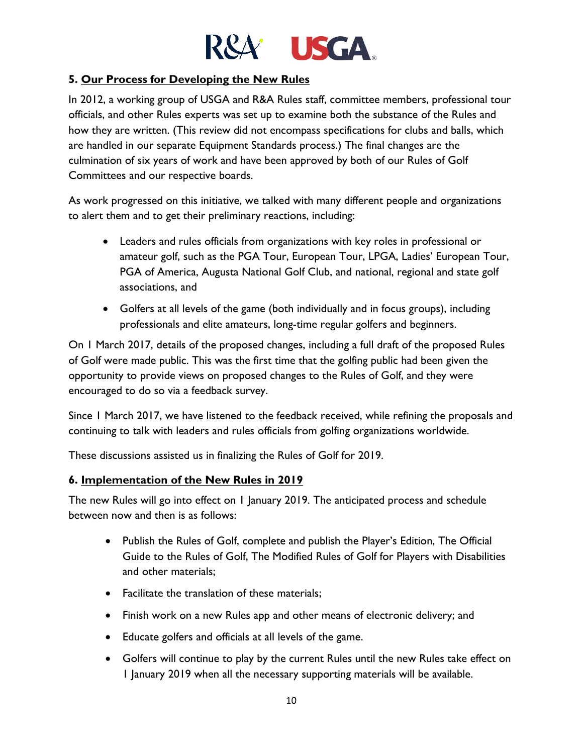## 5. Our Process for Developing the New Rules

In 2012, a working group of USGA and R&A Rules staff, committee members, professional tour officials, and other Rules experts was set up to examine both the substance of the Rules and how they are written. (This review did not encompass specifications for clubs and balls, which are handled in our separate Equipment Standards process.) The final changes are the culmination of six years of work and have been approved by both of our Rules of Golf Committees and our respective boards.

As work progressed on this initiative, we talked with many different people and organizations to alert them and to get their preliminary reactions, including:

- Leaders and rules officials from organizations with key roles in professional or amateur golf, such as the PGA Tour, European Tour, LPGA, Ladies' European Tour, PGA of America, Augusta National Golf Club, and national, regional and state golf associations, and
- Golfers at all levels of the game (both individually and in focus groups), including professionals and elite amateurs, long-time regular golfers and beginners.

On 1 March 2017, details of the proposed changes, including a full draft of the proposed Rules of Golf were made public. This was the first time that the golfing public had been given the opportunity to provide views on proposed changes to the Rules of Golf, and they were encouraged to do so via a feedback survey.

Since 1 March 2017, we have listened to the feedback received, while refining the proposals and continuing to talk with leaders and rules officials from golfing organizations worldwide.

These discussions assisted us in finalizing the Rules of Golf for 2019.

## 6. Implementation of the New Rules in 2019

The new Rules will go into effect on 1 January 2019. The anticipated process and schedule between now and then is as follows:

- Publish the Rules of Golf, complete and publish the Player's Edition, The Official Guide to the Rules of Golf, The Modified Rules of Golf for Players with Disabilities and other materials;
- Facilitate the translation of these materials;
- Finish work on a new Rules app and other means of electronic delivery; and
- Educate golfers and officials at all levels of the game.
- Golfers will continue to play by the current Rules until the new Rules take effect on 1 January 2019 when all the necessary supporting materials will be available.